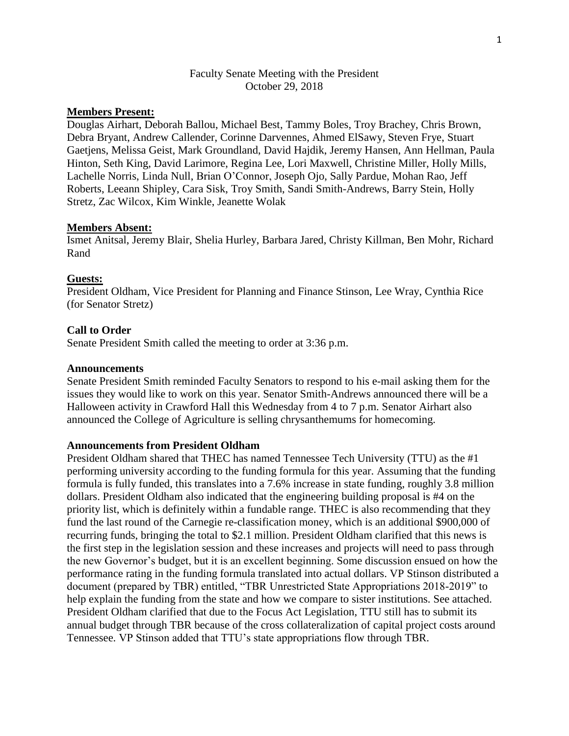Faculty Senate Meeting with the President
October 29, 2018

## Members Present:

Douglas Airhart, Deborah Ballou, Michael Best, Tammy Boles, Troy Brachey, Chris Brown, Debra Bryant, Andrew Callender, Corinne Darvennes, Ahmed ElSawy, Steven Frye, Stuart Gaetjens, Melissa Geist, Mark Groundland, David Hajdik, Jeremy Hansen, Ann Hellman, Paula Hinton, Seth King, David Larimore, Regina Lee, Lori Maxwell, Christine Miller, Holly Mills, Lachelle Norris, Linda Null, Brian O'Connor, Joseph Ojo, Sally Pardue, Mohan Rao, Jeff Roberts, Leeann Shipley, Cara Sisk, Troy Smith, Sandi Smith-Andrews, Barry Stein, Holly Stretz, Zac Wilcox, Kim Winkle, Jeanette Wolak

## Members Absent:

Ismet Anitsal, Jeremy Blair, Shelia Hurley, Barbara Jared, Christy Killman, Ben Mohr, Richard Rand

## Guests:

President Oldham, Vice President for Planning and Finance Stinson, Lee Wray, Cynthia Rice (for Senator Stretz)

## Call to Order

Senate President Smith called the meeting to order at 3:36 p.m.

## Announcements

Senate President Smith reminded Faculty Senators to respond to his e-mail asking them for the issues they would like to work on this year. Senator Smith-Andrews announced there will be a Halloween activity in Crawford Hall this Wednesday from 4 to 7 p.m. Senator Airhart also announced the College of Agriculture is selling chrysanthemums for homecoming.

## Announcements from President Oldham

President Oldham shared that THEC has named Tennessee Tech University (TTU) as the #1 performing university according to the funding formula for this year. Assuming that the funding formula is fully funded, this translates into a 7.6% increase in state funding, roughly 3.8 million dollars. President Oldham also indicated that the engineering building proposal is #4 on the priority list, which is definitely within a fundable range. THEC is also recommending that they fund the last round of the Carnegie re-classification money, which is an additional $900,000 of recurring funds, bringing the total to $2.1 million. President Oldham clarified that this news is the first step in the legislation session and these increases and projects will need to pass through the new Governor's budget, but it is an excellent beginning. Some discussion ensued on how the performance rating in the funding formula translated into actual dollars. VP Stinson distributed a document (prepared by TBR) entitled, "TBR Unrestricted State Appropriations 2018-2019" to help explain the funding from the state and how we compare to sister institutions. See attached. President Oldham clarified that due to the Focus Act Legislation, TTU still has to submit its annual budget through TBR because of the cross collateralization of capital project costs around Tennessee. VP Stinson added that TTU's state appropriations flow through TBR.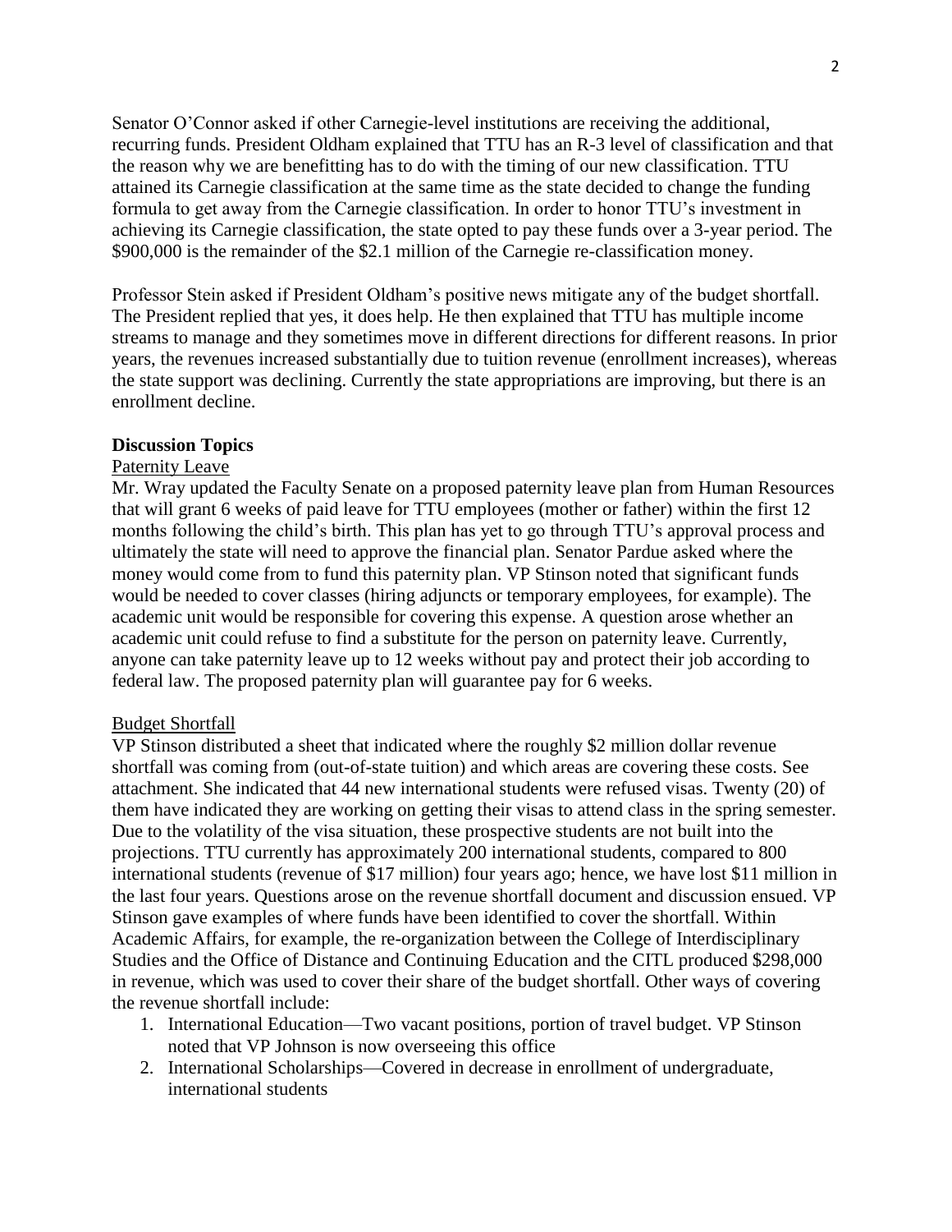Senator O'Connor asked if other Carnegie-level institutions are receiving the additional, recurring funds. President Oldham explained that TTU has an R-3 level of classification and that the reason why we are benefitting has to do with the timing of our new classification. TTU attained its Carnegie classification at the same time as the state decided to change the funding formula to get away from the Carnegie classification. In order to honor TTU's investment in achieving its Carnegie classification, the state opted to pay these funds over a 3-year period. The $900,000 is the remainder of the $2.1 million of the Carnegie re-classification money.

Professor Stein asked if President Oldham's positive news mitigate any of the budget shortfall. The President replied that yes, it does help. He then explained that TTU has multiple income streams to manage and they sometimes move in different directions for different reasons. In prior years, the revenues increased substantially due to tuition revenue (enrollment increases), whereas the state support was declining. Currently the state appropriations are improving, but there is an enrollment decline.

**Discussion Topics**

Paternity Leave

Mr. Wray updated the Faculty Senate on a proposed paternity leave plan from Human Resources that will grant 6 weeks of paid leave for TTU employees (mother or father) within the first 12 months following the child's birth. This plan has yet to go through TTU's approval process and ultimately the state will need to approve the financial plan. Senator Pardue asked where the money would come from to fund this paternity plan. VP Stinson noted that significant funds would be needed to cover classes (hiring adjuncts or temporary employees, for example). The academic unit would be responsible for covering this expense. A question arose whether an academic unit could refuse to find a substitute for the person on paternity leave. Currently, anyone can take paternity leave up to 12 weeks without pay and protect their job according to federal law. The proposed paternity plan will guarantee pay for 6 weeks.

Budget Shortfall

VP Stinson distributed a sheet that indicated where the roughly $2 million dollar revenue shortfall was coming from (out-of-state tuition) and which areas are covering these costs. See attachment. She indicated that 44 new international students were refused visas. Twenty (20) of them have indicated they are working on getting their visas to attend class in the spring semester. Due to the volatility of the visa situation, these prospective students are not built into the projections. TTU currently has approximately 200 international students, compared to 800 international students (revenue of $17 million) four years ago; hence, we have lost $11 million in the last four years. Questions arose on the revenue shortfall document and discussion ensued. VP Stinson gave examples of where funds have been identified to cover the shortfall. Within Academic Affairs, for example, the re-organization between the College of Interdisciplinary Studies and the Office of Distance and Continuing Education and the CITL produced $298,000 in revenue, which was used to cover their share of the budget shortfall. Other ways of covering the revenue shortfall include:

1. International Education—Two vacant positions, portion of travel budget. VP Stinson noted that VP Johnson is now overseeing this office
2. International Scholarships—Covered in decrease in enrollment of undergraduate, international students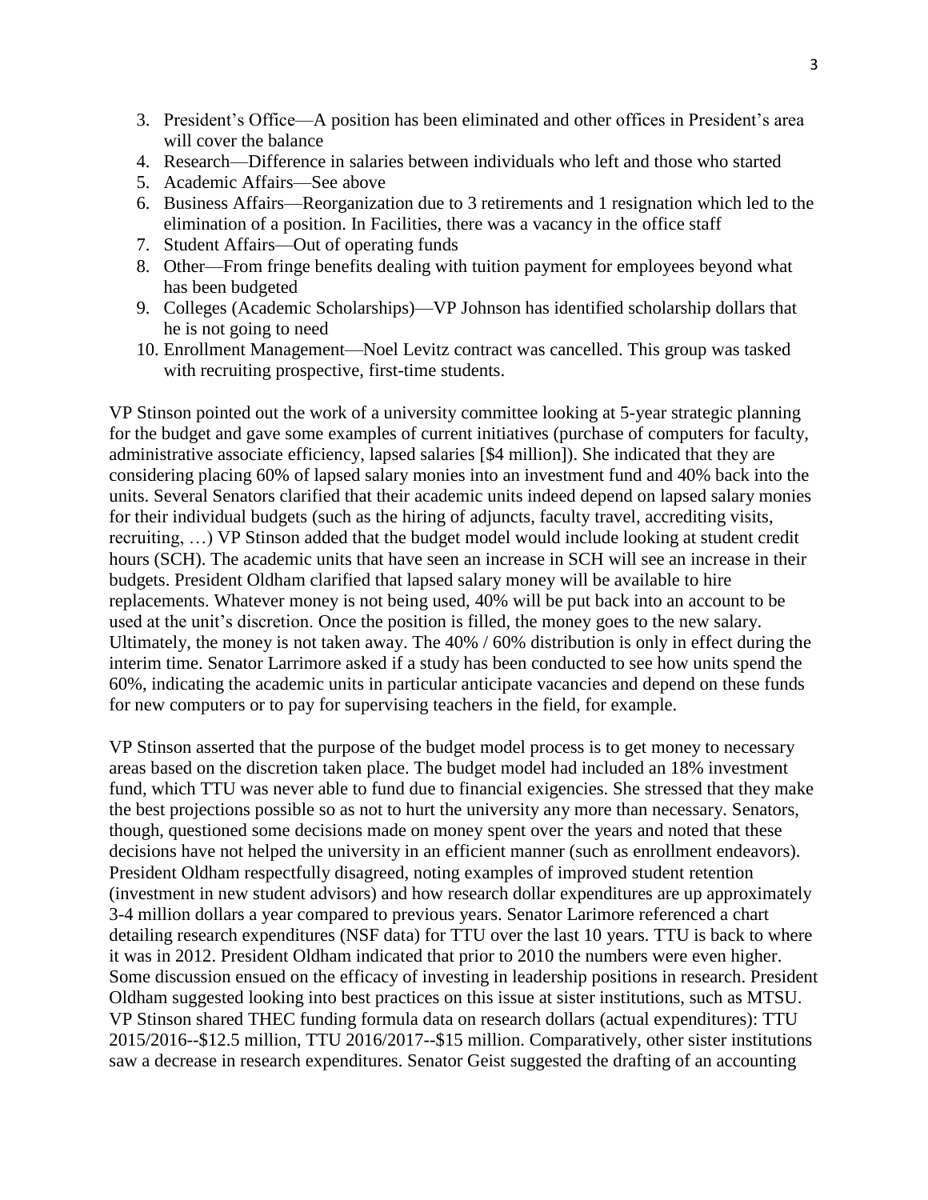3. President's Office—A position has been eliminated and other offices in President's area will cover the balance
4. Research—Difference in salaries between individuals who left and those who started
5. Academic Affairs—See above
6. Business Affairs—Reorganization due to 3 retirements and 1 resignation which led to the elimination of a position. In Facilities, there was a vacancy in the office staff
7. Student Affairs—Out of operating funds
8. Other—From fringe benefits dealing with tuition payment for employees beyond what has been budgeted
9. Colleges (Academic Scholarships)—VP Johnson has identified scholarship dollars that he is not going to need
10. Enrollment Management—Noel Levitz contract was cancelled. This group was tasked with recruiting prospective, first-time students.

VP Stinson pointed out the work of a university committee looking at 5-year strategic planning for the budget and gave some examples of current initiatives (purchase of computers for faculty, administrative associate efficiency, lapsed salaries [$4 million]). She indicated that they are considering placing 60% of lapsed salary monies into an investment fund and 40% back into the units. Several Senators clarified that their academic units indeed depend on lapsed salary monies for their individual budgets (such as the hiring of adjuncts, faculty travel, accrediting visits, recruiting, …) VP Stinson added that the budget model would include looking at student credit hours (SCH). The academic units that have seen an increase in SCH will see an increase in their budgets. President Oldham clarified that lapsed salary money will be available to hire replacements. Whatever money is not being used, 40% will be put back into an account to be used at the unit's discretion. Once the position is filled, the money goes to the new salary. Ultimately, the money is not taken away. The 40% / 60% distribution is only in effect during the interim time. Senator Larrimore asked if a study has been conducted to see how units spend the 60%, indicating the academic units in particular anticipate vacancies and depend on these funds for new computers or to pay for supervising teachers in the field, for example.

VP Stinson asserted that the purpose of the budget model process is to get money to necessary areas based on the discretion taken place. The budget model had included an 18% investment fund, which TTU was never able to fund due to financial exigencies. She stressed that they make the best projections possible so as not to hurt the university any more than necessary. Senators, though, questioned some decisions made on money spent over the years and noted that these decisions have not helped the university in an efficient manner (such as enrollment endeavors). President Oldham respectfully disagreed, noting examples of improved student retention (investment in new student advisors) and how research dollar expenditures are up approximately 3-4 million dollars a year compared to previous years. Senator Larimore referenced a chart detailing research expenditures (NSF data) for TTU over the last 10 years. TTU is back to where it was in 2012. President Oldham indicated that prior to 2010 the numbers were even higher. Some discussion ensued on the efficacy of investing in leadership positions in research. President Oldham suggested looking into best practices on this issue at sister institutions, such as MTSU. VP Stinson shared THEC funding formula data on research dollars (actual expenditures): TTU 2015/2016--$12.5 million, TTU 2016/2017--$15 million. Comparatively, other sister institutions saw a decrease in research expenditures. Senator Geist suggested the drafting of an accounting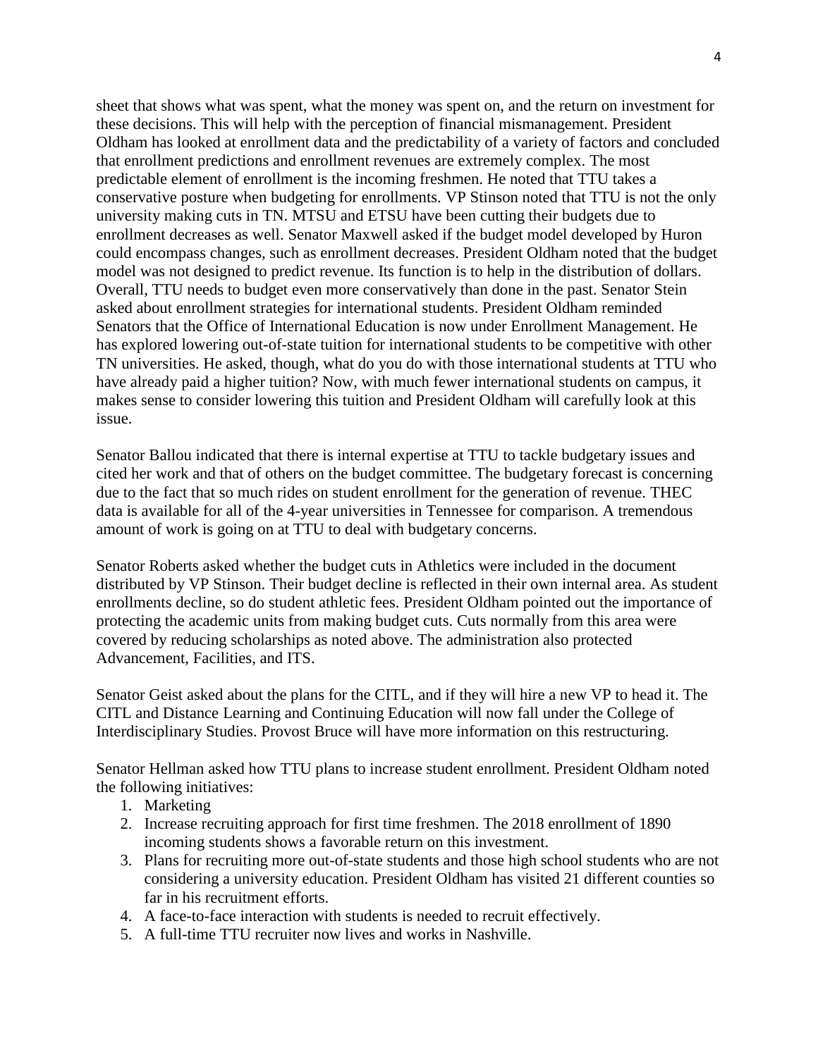sheet that shows what was spent, what the money was spent on, and the return on investment for these decisions. This will help with the perception of financial mismanagement. President Oldham has looked at enrollment data and the predictability of a variety of factors and concluded that enrollment predictions and enrollment revenues are extremely complex. The most predictable element of enrollment is the incoming freshmen. He noted that TTU takes a conservative posture when budgeting for enrollments. VP Stinson noted that TTU is not the only university making cuts in TN. MTSU and ETSU have been cutting their budgets due to enrollment decreases as well. Senator Maxwell asked if the budget model developed by Huron could encompass changes, such as enrollment decreases. President Oldham noted that the budget model was not designed to predict revenue. Its function is to help in the distribution of dollars. Overall, TTU needs to budget even more conservatively than done in the past. Senator Stein asked about enrollment strategies for international students. President Oldham reminded Senators that the Office of International Education is now under Enrollment Management. He has explored lowering out-of-state tuition for international students to be competitive with other TN universities. He asked, though, what do you do with those international students at TTU who have already paid a higher tuition? Now, with much fewer international students on campus, it makes sense to consider lowering this tuition and President Oldham will carefully look at this issue.

Senator Ballou indicated that there is internal expertise at TTU to tackle budgetary issues and cited her work and that of others on the budget committee. The budgetary forecast is concerning due to the fact that so much rides on student enrollment for the generation of revenue. THEC data is available for all of the 4-year universities in Tennessee for comparison. A tremendous amount of work is going on at TTU to deal with budgetary concerns.

Senator Roberts asked whether the budget cuts in Athletics were included in the document distributed by VP Stinson. Their budget decline is reflected in their own internal area. As student enrollments decline, so do student athletic fees. President Oldham pointed out the importance of protecting the academic units from making budget cuts. Cuts normally from this area were covered by reducing scholarships as noted above. The administration also protected Advancement, Facilities, and ITS.

Senator Geist asked about the plans for the CITL, and if they will hire a new VP to head it. The CITL and Distance Learning and Continuing Education will now fall under the College of Interdisciplinary Studies. Provost Bruce will have more information on this restructuring.

Senator Hellman asked how TTU plans to increase student enrollment. President Oldham noted the following initiatives:

1. Marketing
2. Increase recruiting approach for first time freshmen. The 2018 enrollment of 1890 incoming students shows a favorable return on this investment.
3. Plans for recruiting more out-of-state students and those high school students who are not considering a university education. President Oldham has visited 21 different counties so far in his recruitment efforts.
4. A face-to-face interaction with students is needed to recruit effectively.
5. A full-time TTU recruiter now lives and works in Nashville.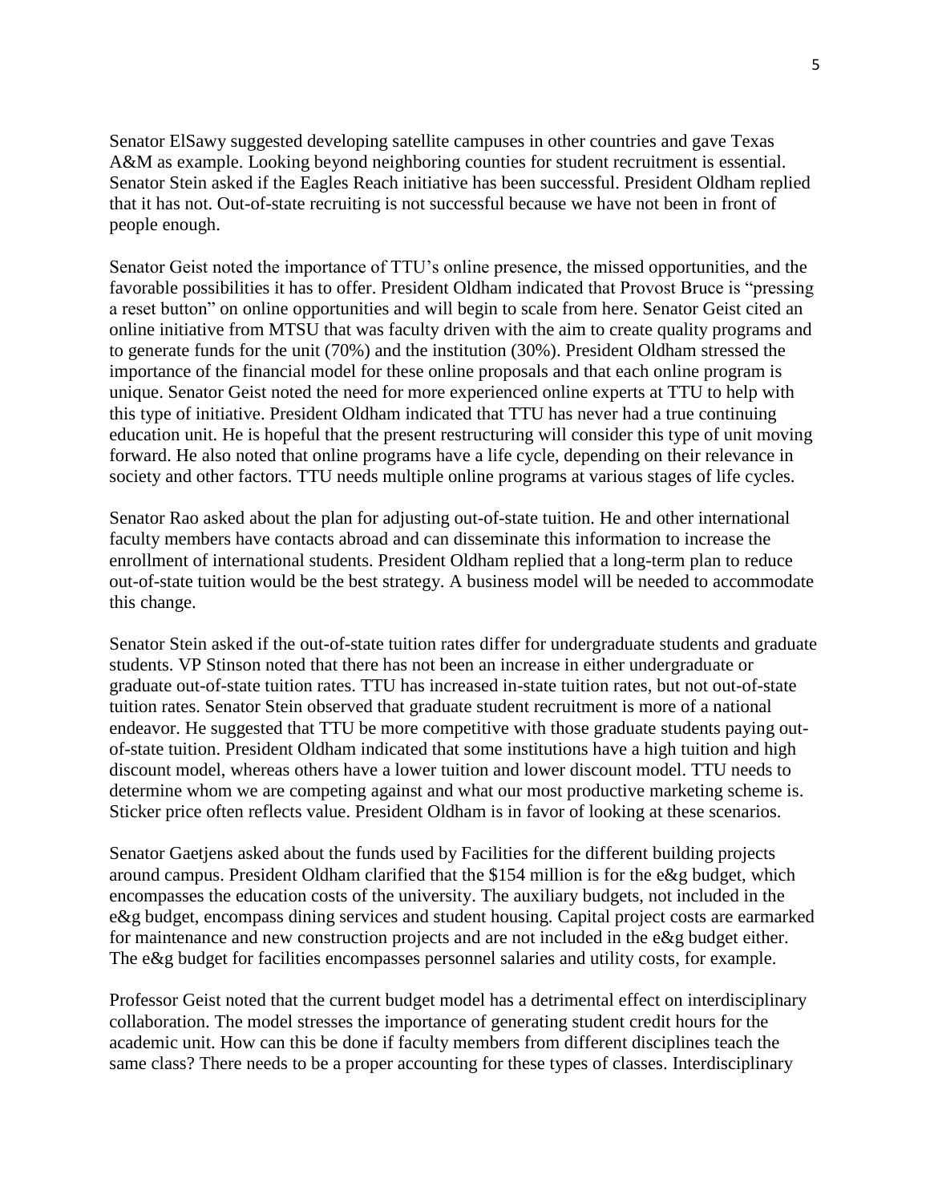Senator ElSawy suggested developing satellite campuses in other countries and gave Texas A&M as example. Looking beyond neighboring counties for student recruitment is essential. Senator Stein asked if the Eagles Reach initiative has been successful. President Oldham replied that it has not. Out-of-state recruiting is not successful because we have not been in front of people enough.

Senator Geist noted the importance of TTU's online presence, the missed opportunities, and the favorable possibilities it has to offer. President Oldham indicated that Provost Bruce is "pressing a reset button" on online opportunities and will begin to scale from here. Senator Geist cited an online initiative from MTSU that was faculty driven with the aim to create quality programs and to generate funds for the unit (70%) and the institution (30%). President Oldham stressed the importance of the financial model for these online proposals and that each online program is unique. Senator Geist noted the need for more experienced online experts at TTU to help with this type of initiative. President Oldham indicated that TTU has never had a true continuing education unit. He is hopeful that the present restructuring will consider this type of unit moving forward. He also noted that online programs have a life cycle, depending on their relevance in society and other factors. TTU needs multiple online programs at various stages of life cycles.

Senator Rao asked about the plan for adjusting out-of-state tuition. He and other international faculty members have contacts abroad and can disseminate this information to increase the enrollment of international students. President Oldham replied that a long-term plan to reduce out-of-state tuition would be the best strategy. A business model will be needed to accommodate this change.

Senator Stein asked if the out-of-state tuition rates differ for undergraduate students and graduate students. VP Stinson noted that there has not been an increase in either undergraduate or graduate out-of-state tuition rates. TTU has increased in-state tuition rates, but not out-of-state tuition rates. Senator Stein observed that graduate student recruitment is more of a national endeavor. He suggested that TTU be more competitive with those graduate students paying out-of-state tuition. President Oldham indicated that some institutions have a high tuition and high discount model, whereas others have a lower tuition and lower discount model. TTU needs to determine whom we are competing against and what our most productive marketing scheme is. Sticker price often reflects value. President Oldham is in favor of looking at these scenarios.

Senator Gaetjens asked about the funds used by Facilities for the different building projects around campus. President Oldham clarified that the $154 million is for the e&g budget, which encompasses the education costs of the university. The auxiliary budgets, not included in the e&g budget, encompass dining services and student housing. Capital project costs are earmarked for maintenance and new construction projects and are not included in the e&g budget either. The e&g budget for facilities encompasses personnel salaries and utility costs, for example.

Professor Geist noted that the current budget model has a detrimental effect on interdisciplinary collaboration. The model stresses the importance of generating student credit hours for the academic unit. How can this be done if faculty members from different disciplines teach the same class? There needs to be a proper accounting for these types of classes. Interdisciplinary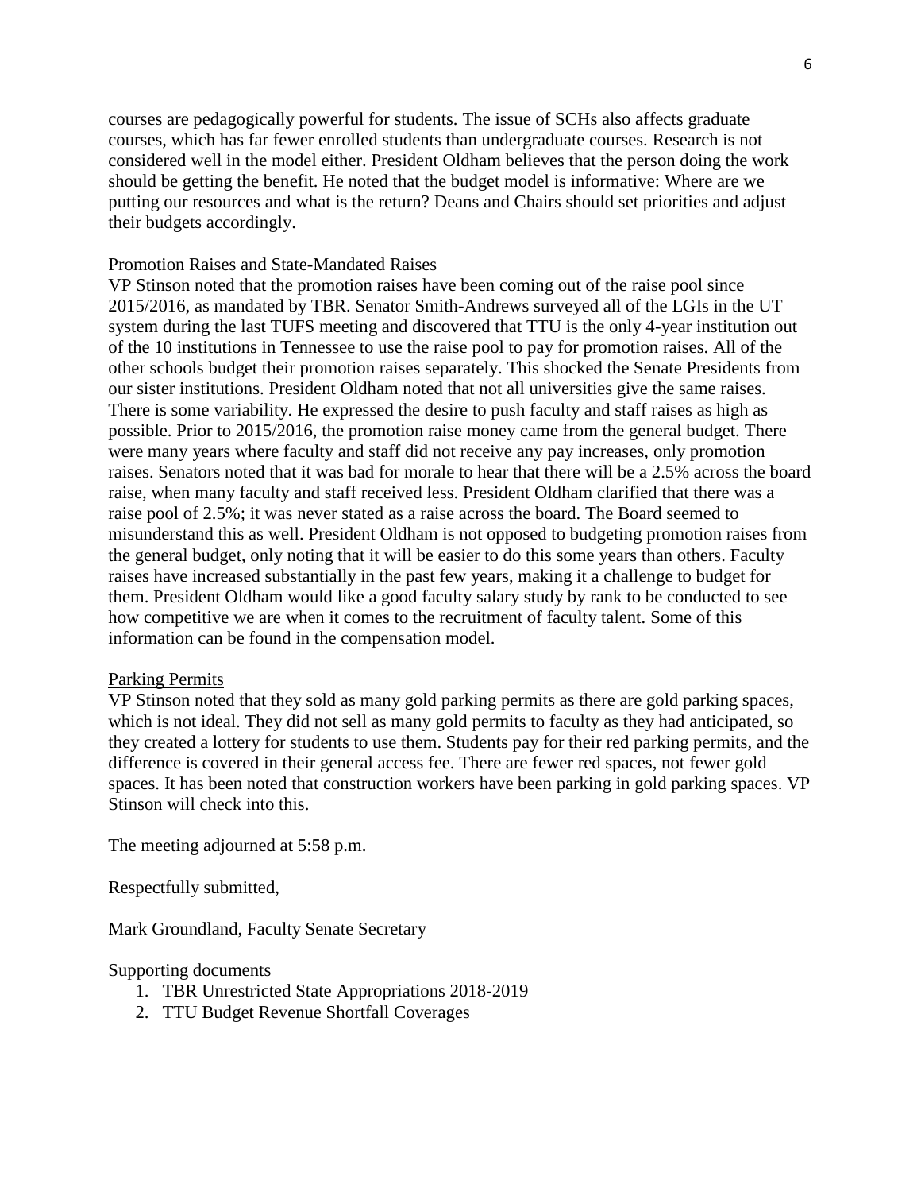courses are pedagogically powerful for students. The issue of SCHs also affects graduate courses, which has far fewer enrolled students than undergraduate courses. Research is not considered well in the model either. President Oldham believes that the person doing the work should be getting the benefit. He noted that the budget model is informative: Where are we putting our resources and what is the return? Deans and Chairs should set priorities and adjust their budgets accordingly.

<u>Promotion Raises and State-Mandated Raises</u>

VP Stinson noted that the promotion raises have been coming out of the raise pool since 2015/2016, as mandated by TBR. Senator Smith-Andrews surveyed all of the LGIs in the UT system during the last TUFS meeting and discovered that TTU is the only 4-year institution out of the 10 institutions in Tennessee to use the raise pool to pay for promotion raises. All of the other schools budget their promotion raises separately. This shocked the Senate Presidents from our sister institutions. President Oldham noted that not all universities give the same raises. There is some variability. He expressed the desire to push faculty and staff raises as high as possible. Prior to 2015/2016, the promotion raise money came from the general budget. There were many years where faculty and staff did not receive any pay increases, only promotion raises. Senators noted that it was bad for morale to hear that there will be a 2.5% across the board raise, when many faculty and staff received less. President Oldham clarified that there was a raise pool of 2.5%; it was never stated as a raise across the board. The Board seemed to misunderstand this as well. President Oldham is not opposed to budgeting promotion raises from the general budget, only noting that it will be easier to do this some years than others. Faculty raises have increased substantially in the past few years, making it a challenge to budget for them. President Oldham would like a good faculty salary study by rank to be conducted to see how competitive we are when it comes to the recruitment of faculty talent. Some of this information can be found in the compensation model.

<u>Parking Permits</u>

VP Stinson noted that they sold as many gold parking permits as there are gold parking spaces, which is not ideal. They did not sell as many gold permits to faculty as they had anticipated, so they created a lottery for students to use them. Students pay for their red parking permits, and the difference is covered in their general access fee. There are fewer red spaces, not fewer gold spaces. It has been noted that construction workers have been parking in gold parking spaces. VP Stinson will check into this.

The meeting adjourned at 5:58 p.m.

Respectfully submitted,

Mark Groundland, Faculty Senate Secretary

Supporting documents

1. TBR Unrestricted State Appropriations 2018-2019
2. TTU Budget Revenue Shortfall Coverages